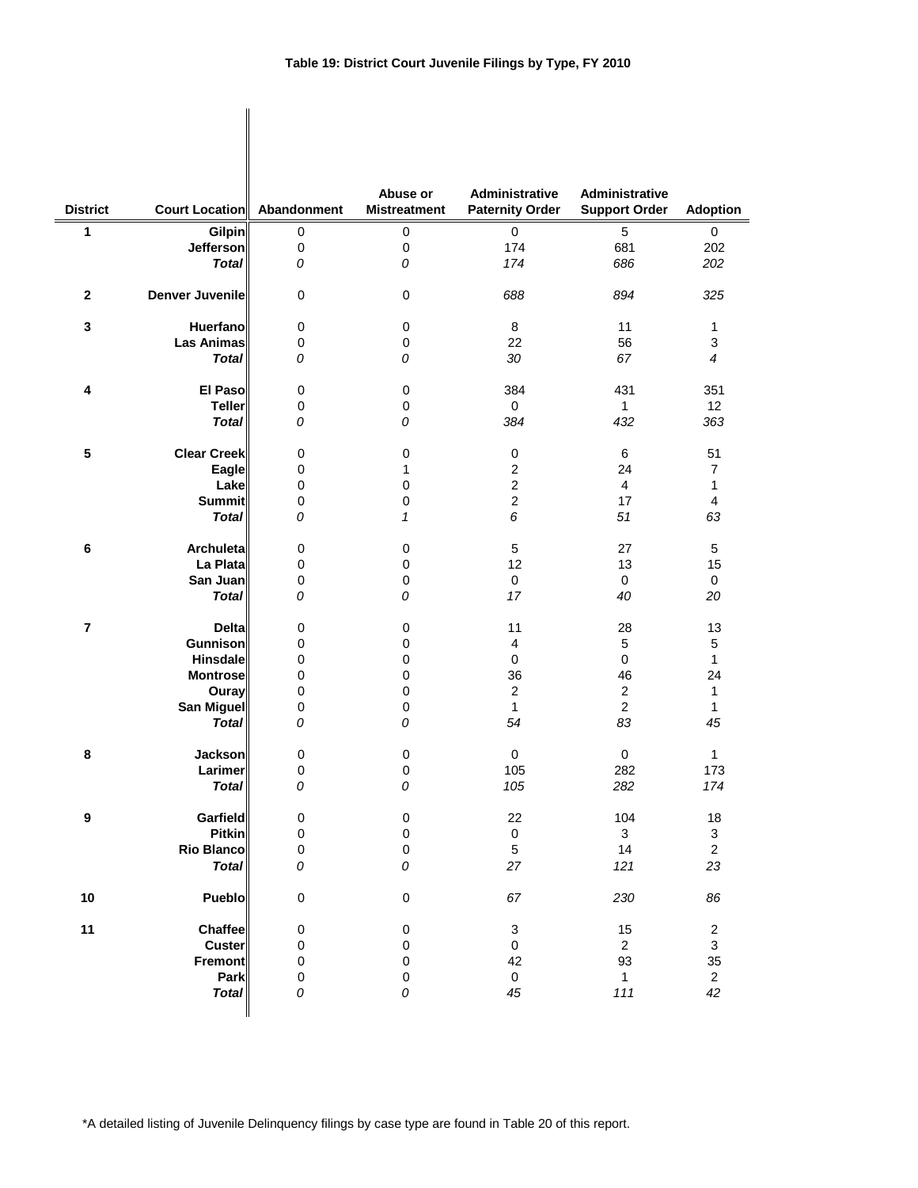**Table 19: District Court Juvenile Filings by Type, FY 2010**

| District | Court Location | Abandonment | Abuse or Mistreatment | Administrative Paternity Order | Administrative Support Order | Adoption |
|---|---|---|---|---|---|---|
| **1** | **Gilpin** | 0 | 0 | 0 | 5 | 0 |
| | **Jefferson** | 0 | 0 | 174 | 681 | 202 |
| | ***Total*** | *0* | *0* | *174* | *686* | *202* |
| **2** | **Denver Juvenile** | 0 | 0 | *688* | *894* | *325* |
| **3** | **Huerfano** | 0 | 0 | 8 | 11 | 1 |
| | **Las Animas** | 0 | 0 | 22 | 56 | 3 |
| | ***Total*** | *0* | *0* | *30* | *67* | *4* |
| **4** | **El Paso** | 0 | 0 | 384 | 431 | 351 |
| | **Teller** | 0 | 0 | 0 | 1 | 12 |
| | ***Total*** | *0* | *0* | *384* | *432* | *363* |
| **5** | **Clear Creek** | 0 | 0 | 0 | 6 | 51 |
| | **Eagle** | 0 | 1 | 2 | 24 | 7 |
| | **Lake** | 0 | 0 | 2 | 4 | 1 |
| | **Summit** | 0 | 0 | 2 | 17 | 4 |
| | ***Total*** | *0* | *1* | *6* | *51* | *63* |
| **6** | **Archuleta** | 0 | 0 | 5 | 27 | 5 |
| | **La Plata** | 0 | 0 | 12 | 13 | 15 |
| | **San Juan** | 0 | 0 | 0 | 0 | 0 |
| | ***Total*** | *0* | *0* | *17* | *40* | *20* |
| **7** | **Delta** | 0 | 0 | 11 | 28 | 13 |
| | **Gunnison** | 0 | 0 | 4 | 5 | 5 |
| | **Hinsdale** | 0 | 0 | 0 | 0 | 1 |
| | **Montrose** | 0 | 0 | 36 | 46 | 24 |
| | **Ouray** | 0 | 0 | 2 | 2 | 1 |
| | **San Miguel** | 0 | 0 | 1 | 2 | 1 |
| | ***Total*** | *0* | *0* | *54* | *83* | *45* |
| **8** | **Jackson** | 0 | 0 | 0 | 0 | 1 |
| | **Larimer** | 0 | 0 | 105 | 282 | 173 |
| | ***Total*** | *0* | *0* | *105* | *282* | *174* |
| **9** | **Garfield** | 0 | 0 | 22 | 104 | 18 |
| | **Pitkin** | 0 | 0 | 0 | 3 | 3 |
| | **Rio Blanco** | 0 | 0 | 5 | 14 | 2 |
| | ***Total*** | *0* | *0* | *27* | *121* | *23* |
| **10** | **Pueblo** | 0 | 0 | *67* | *230* | *86* |
| **11** | **Chaffee** | 0 | 0 | 3 | 15 | 2 |
| | **Custer** | 0 | 0 | 0 | 2 | 3 |
| | **Fremont** | 0 | 0 | 42 | 93 | 35 |
| | **Park** | 0 | 0 | 0 | 1 | 2 |
| | ***Total*** | *0* | *0* | *45* | *111* | *42* |

*A detailed listing of Juvenile Delinquency filings by case type are found in Table 20 of this report.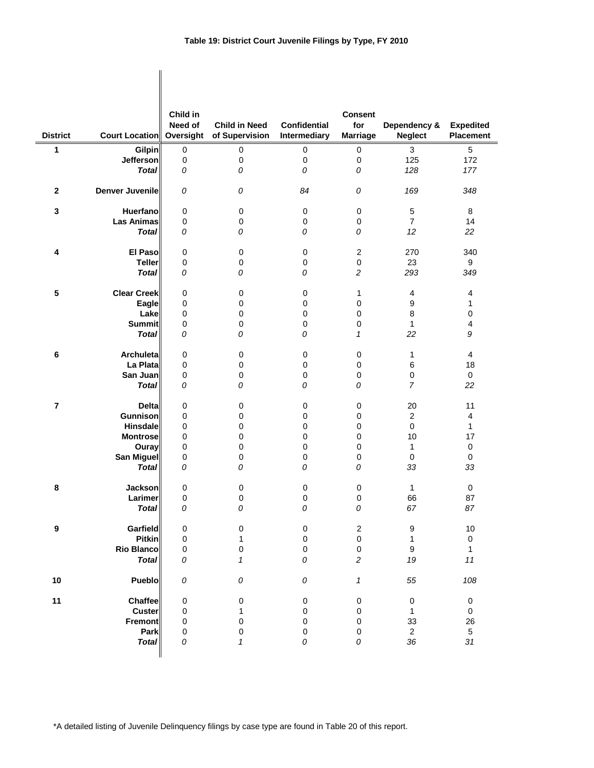**Table 19: District Court Juvenile Filings by Type, FY 2010**

| District | Court Location | Child in Need of Oversight | Child in Need of Supervision | Confidential Intermediary | Consent for Marriage | Dependency & Neglect | Expedited Placement |
|---|---|---|---|---|---|---|---|
| **1** | **Gilpin** | 0 | 0 | 0 | 0 | 3 | 5 |
| | **Jefferson** | 0 | 0 | 0 | 0 | 125 | 172 |
| | ***Total*** | *0* | *0* | *0* | *0* | *128* | *177* |
| **2** | **Denver Juvenile** | *0* | *0* | *84* | *0* | *169* | *348* |
| **3** | **Huerfano** | 0 | 0 | 0 | 0 | 5 | 8 |
| | **Las Animas** | 0 | 0 | 0 | 0 | 7 | 14 |
| | ***Total*** | *0* | *0* | *0* | *0* | *12* | *22* |
| **4** | **El Paso** | 0 | 0 | 0 | 2 | 270 | 340 |
| | **Teller** | 0 | 0 | 0 | 0 | 23 | 9 |
| | ***Total*** | *0* | *0* | *0* | *2* | *293* | *349* |
| **5** | **Clear Creek** | 0 | 0 | 0 | 1 | 4 | 4 |
| | **Eagle** | 0 | 0 | 0 | 0 | 9 | 1 |
| | **Lake** | 0 | 0 | 0 | 0 | 8 | 0 |
| | **Summit** | 0 | 0 | 0 | 0 | 1 | 4 |
| | ***Total*** | *0* | *0* | *0* | *1* | *22* | *9* |
| **6** | **Archuleta** | 0 | 0 | 0 | 0 | 1 | 4 |
| | **La Plata** | 0 | 0 | 0 | 0 | 6 | 18 |
| | **San Juan** | 0 | 0 | 0 | 0 | 0 | 0 |
| | ***Total*** | *0* | *0* | *0* | *0* | *7* | *22* |
| **7** | **Delta** | 0 | 0 | 0 | 0 | 20 | 11 |
| | **Gunnison** | 0 | 0 | 0 | 0 | 2 | 4 |
| | **Hinsdale** | 0 | 0 | 0 | 0 | 0 | 1 |
| | **Montrose** | 0 | 0 | 0 | 0 | 10 | 17 |
| | **Ouray** | 0 | 0 | 0 | 0 | 1 | 0 |
| | **San Miguel** | 0 | 0 | 0 | 0 | 0 | 0 |
| | ***Total*** | *0* | *0* | *0* | *0* | *33* | *33* |
| **8** | **Jackson** | 0 | 0 | 0 | 0 | 1 | 0 |
| | **Larimer** | 0 | 0 | 0 | 0 | 66 | 87 |
| | ***Total*** | *0* | *0* | *0* | *0* | *67* | *87* |
| **9** | **Garfield** | 0 | 0 | 0 | 2 | 9 | 10 |
| | **Pitkin** | 0 | 1 | 0 | 0 | 1 | 0 |
| | **Rio Blanco** | 0 | 0 | 0 | 0 | 9 | 1 |
| | ***Total*** | *0* | *1* | *0* | *2* | *19* | *11* |
| **10** | **Pueblo** | *0* | *0* | *0* | *1* | *55* | *108* |
| **11** | **Chaffee** | 0 | 0 | 0 | 0 | 0 | 0 |
| | **Custer** | 0 | 1 | 0 | 0 | 1 | 0 |
| | **Fremont** | 0 | 0 | 0 | 0 | 33 | 26 |
| | **Park** | 0 | 0 | 0 | 0 | 2 | 5 |
| | ***Total*** | *0* | *1* | *0* | *0* | *36* | *31* |

*A detailed listing of Juvenile Delinquency filings by case type are found in Table 20 of this report.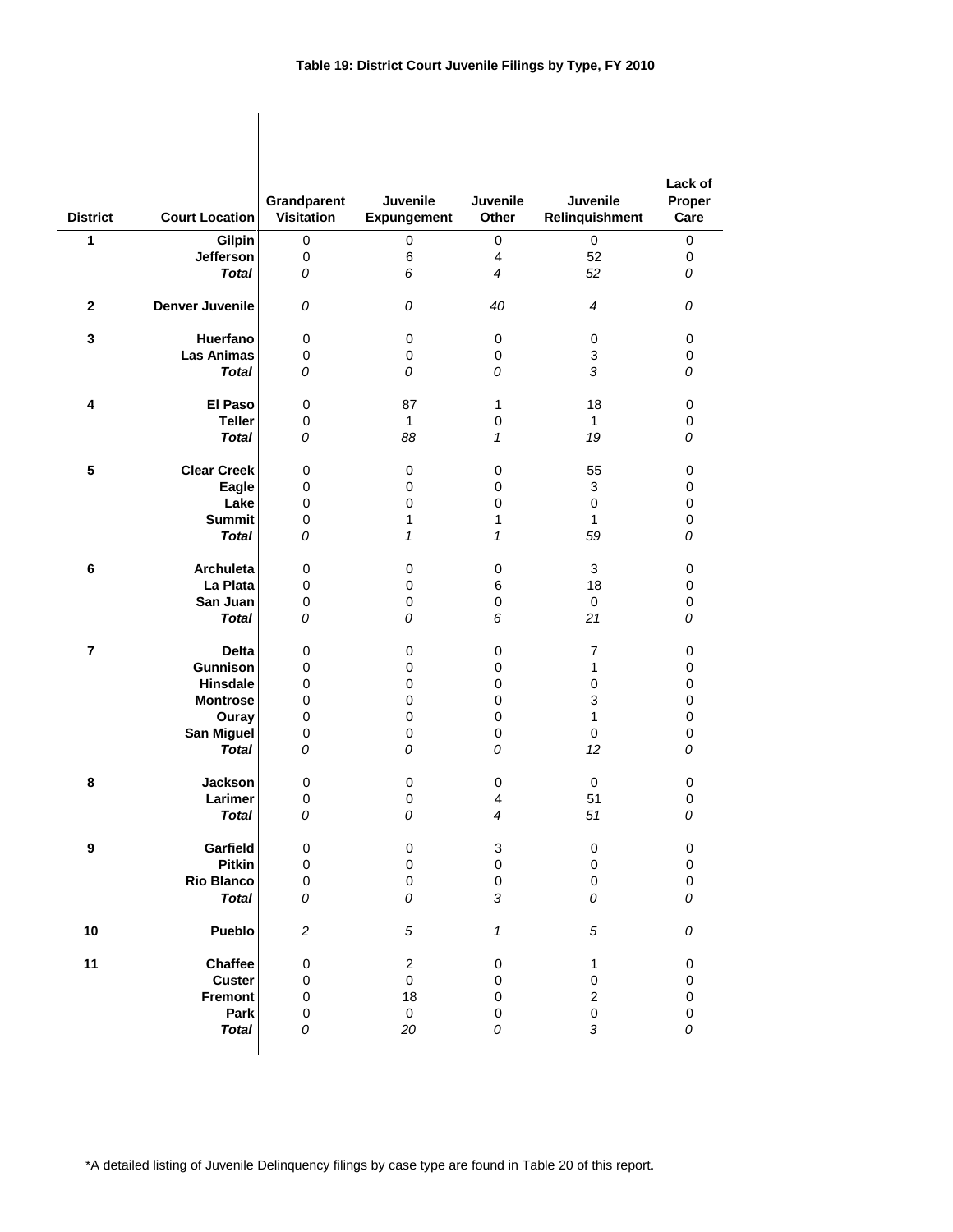# Table 19: District Court Juvenile Filings by Type, FY 2010

| District | Court Location | Grandparent Visitation | Juvenile Expungement | Juvenile Other | Juvenile Relinquishment | Lack of Proper Care |
|---|---|---|---|---|---|---|
| 1 | **Gilpin** | 0 | 0 | 0 | 0 | 0 |
| | **Jefferson** | 0 | 6 | 4 | 52 | 0 |
| | ***Total*** | *0* | *6* | *4* | *52* | *0* |
| 2 | **Denver Juvenile** | *0* | *0* | *40* | *4* | *0* |
| 3 | **Huerfano** | 0 | 0 | 0 | 0 | 0 |
| | **Las Animas** | 0 | 0 | 0 | 3 | 0 |
| | ***Total*** | *0* | *0* | *0* | *3* | *0* |
| 4 | **El Paso** | 0 | 87 | 1 | 18 | 0 |
| | **Teller** | 0 | 1 | 0 | 1 | 0 |
| | ***Total*** | *0* | *88* | *1* | *19* | *0* |
| 5 | **Clear Creek** | 0 | 0 | 0 | 55 | 0 |
| | **Eagle** | 0 | 0 | 0 | 3 | 0 |
| | **Lake** | 0 | 0 | 0 | 0 | 0 |
| | **Summit** | 0 | 1 | 1 | 1 | 0 |
| | ***Total*** | *0* | *1* | *1* | *59* | *0* |
| 6 | **Archuleta** | 0 | 0 | 0 | 3 | 0 |
| | **La Plata** | 0 | 0 | 6 | 18 | 0 |
| | **San Juan** | 0 | 0 | 0 | 0 | 0 |
| | ***Total*** | *0* | *0* | *6* | *21* | *0* |
| 7 | **Delta** | 0 | 0 | 0 | 7 | 0 |
| | **Gunnison** | 0 | 0 | 0 | 1 | 0 |
| | **Hinsdale** | 0 | 0 | 0 | 0 | 0 |
| | **Montrose** | 0 | 0 | 0 | 3 | 0 |
| | **Ouray** | 0 | 0 | 0 | 1 | 0 |
| | **San Miguel** | 0 | 0 | 0 | 0 | 0 |
| | ***Total*** | *0* | *0* | *0* | *12* | *0* |
| 8 | **Jackson** | 0 | 0 | 0 | 0 | 0 |
| | **Larimer** | 0 | 0 | 4 | 51 | 0 |
| | ***Total*** | *0* | *0* | *4* | *51* | *0* |
| 9 | **Garfield** | 0 | 0 | 3 | 0 | 0 |
| | **Pitkin** | 0 | 0 | 0 | 0 | 0 |
| | **Rio Blanco** | 0 | 0 | 0 | 0 | 0 |
| | ***Total*** | *0* | *0* | *3* | *0* | *0* |
| 10 | **Pueblo** | *2* | *5* | *1* | *5* | *0* |
| 11 | **Chaffee** | 0 | 2 | 0 | 1 | 0 |
| | **Custer** | 0 | 0 | 0 | 0 | 0 |
| | **Fremont** | 0 | 18 | 0 | 2 | 0 |
| | **Park** | 0 | 0 | 0 | 0 | 0 |
| | ***Total*** | *0* | *20* | *0* | *3* | *0* |

*A detailed listing of Juvenile Delinquency filings by case type are found in Table 20 of this report.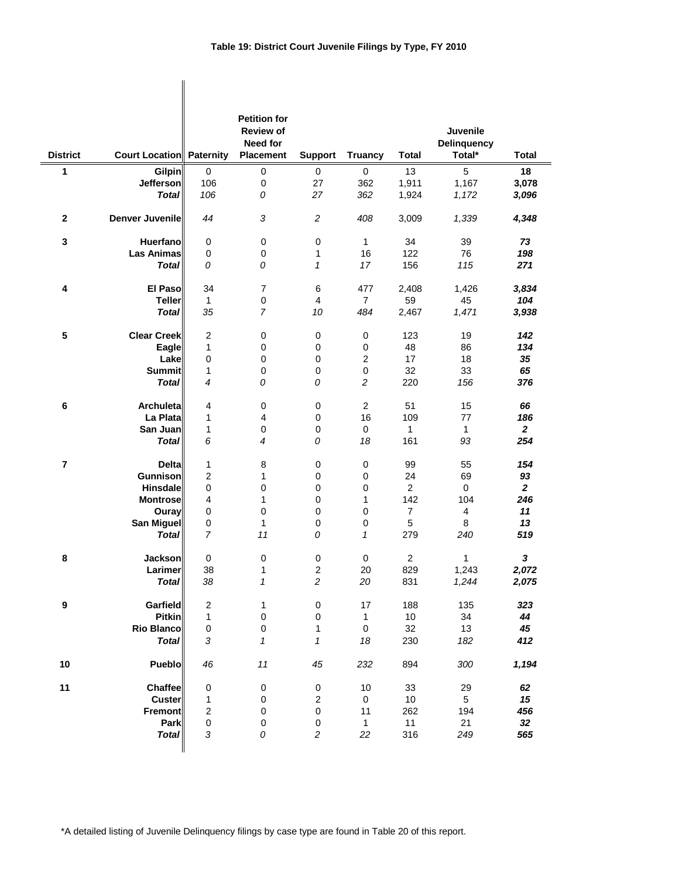**Table 19: District Court Juvenile Filings by Type, FY 2010**

| District | Court Location | Paternity | Petition for Review of Need for Placement | Support | Truancy | Total | Juvenile Delinquency Total* | Total |
|---|---|---|---|---|---|---|---|---|
| 1 | Gilpin | 0 | 0 | 0 | 0 | 13 | 5 | **18** |
| | Jefferson | 106 | 0 | 27 | 362 | 1,911 | 1,167 | **3,078** |
| | ***Total*** | *106* | *0* | *27* | *362* | 1,924 | *1,172* | ***3,096*** |
| 2 | Denver Juvenile | *44* | *3* | *2* | *408* | 3,009 | *1,339* | ***4,348*** |
| 3 | Huerfano | 0 | 0 | 0 | 1 | 34 | 39 | ***73*** |
| | Las Animas | 0 | 0 | 1 | 16 | 122 | 76 | ***198*** |
| | ***Total*** | *0* | *0* | *1* | *17* | 156 | *115* | ***271*** |
| 4 | El Paso | 34 | 7 | 6 | 477 | 2,408 | 1,426 | ***3,834*** |
| | Teller | 1 | 0 | 4 | 7 | 59 | 45 | ***104*** |
| | ***Total*** | *35* | *7* | *10* | *484* | 2,467 | *1,471* | ***3,938*** |
| 5 | Clear Creek | 2 | 0 | 0 | 0 | 123 | 19 | ***142*** |
| | Eagle | 1 | 0 | 0 | 0 | 48 | 86 | ***134*** |
| | Lake | 0 | 0 | 0 | 2 | 17 | 18 | ***35*** |
| | Summit | 1 | 0 | 0 | 0 | 32 | 33 | ***65*** |
| | ***Total*** | *4* | *0* | *0* | *2* | 220 | *156* | ***376*** |
| 6 | Archuleta | 4 | 0 | 0 | 2 | 51 | 15 | ***66*** |
| | La Plata | 1 | 4 | 0 | 16 | 109 | 77 | ***186*** |
| | San Juan | 1 | 0 | 0 | 0 | 1 | 1 | ***2*** |
| | ***Total*** | *6* | *4* | *0* | *18* | 161 | *93* | ***254*** |
| 7 | Delta | 1 | 8 | 0 | 0 | 99 | 55 | ***154*** |
| | Gunnison | 2 | 1 | 0 | 0 | 24 | 69 | ***93*** |
| | Hinsdale | 0 | 0 | 0 | 0 | 2 | 0 | ***2*** |
| | Montrose | 4 | 1 | 0 | 1 | 142 | 104 | ***246*** |
| | Ouray | 0 | 0 | 0 | 0 | 7 | 4 | ***11*** |
| | San Miguel | 0 | 1 | 0 | 0 | 5 | 8 | ***13*** |
| | ***Total*** | *7* | *11* | *0* | *1* | 279 | *240* | ***519*** |
| 8 | Jackson | 0 | 0 | 0 | 0 | 2 | 1 | ***3*** |
| | Larimer | 38 | 1 | 2 | 20 | 829 | 1,243 | ***2,072*** |
| | ***Total*** | *38* | *1* | *2* | *20* | 831 | *1,244* | ***2,075*** |
| 9 | Garfield | 2 | 1 | 0 | 17 | 188 | 135 | ***323*** |
| | Pitkin | 1 | 0 | 0 | 1 | 10 | 34 | ***44*** |
| | Rio Blanco | 0 | 0 | 1 | 0 | 32 | 13 | ***45*** |
| | ***Total*** | *3* | *1* | *1* | *18* | 230 | *182* | ***412*** |
| 10 | Pueblo | *46* | *11* | *45* | *232* | 894 | *300* | ***1,194*** |
| 11 | Chaffee | 0 | 0 | 0 | 10 | 33 | 29 | ***62*** |
| | Custer | 1 | 0 | 2 | 0 | 10 | 5 | ***15*** |
| | Fremont | 2 | 0 | 0 | 11 | 262 | 194 | ***456*** |
| | Park | 0 | 0 | 0 | 1 | 11 | 21 | ***32*** |
| | ***Total*** | *3* | *0* | *2* | *22* | 316 | *249* | ***565*** |

*A detailed listing of Juvenile Delinquency filings by case type are found in Table 20 of this report.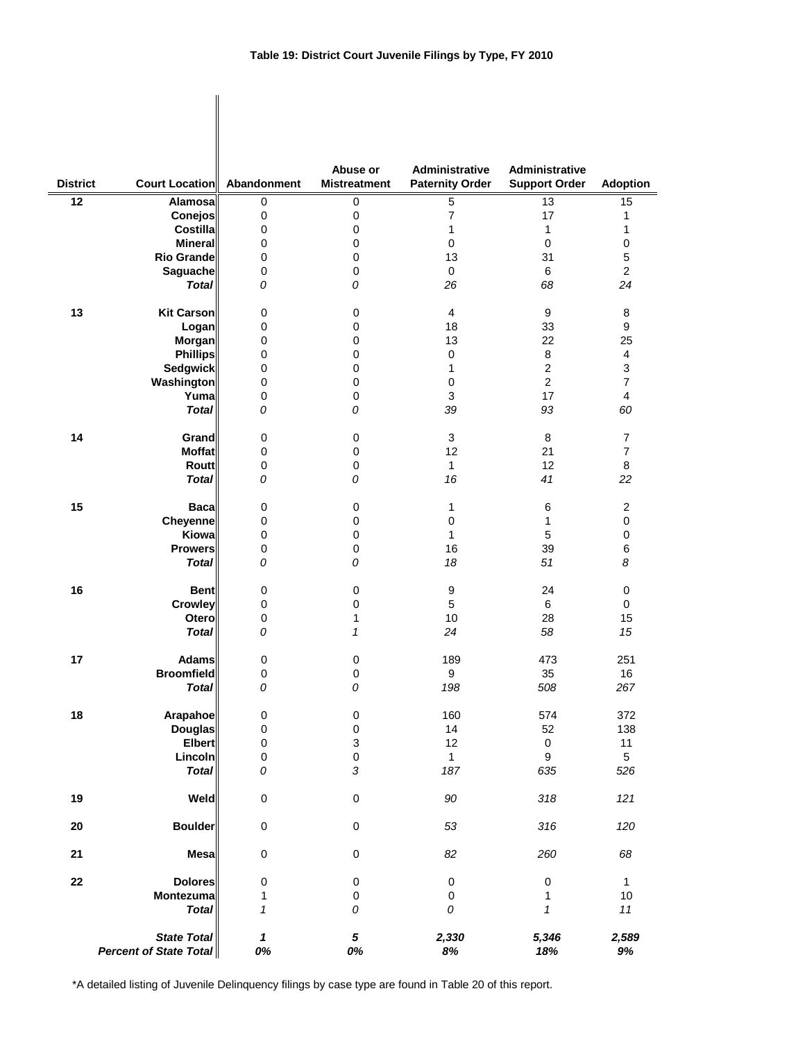**Table 19: District Court Juvenile Filings by Type, FY 2010**

| District | Court Location | Abandonment | Abuse or Mistreatment | Administrative Paternity Order | Administrative Support Order | Adoption |
|---|---|---|---|---|---|---|
| 12 | Alamosa | 0 | 0 | 5 | 13 | 15 |
| | Conejos | 0 | 0 | 7 | 17 | 1 |
| | Costilla | 0 | 0 | 1 | 1 | 1 |
| | Mineral | 0 | 0 | 0 | 0 | 0 |
| | Rio Grande | 0 | 0 | 13 | 31 | 5 |
| | Saguache | 0 | 0 | 0 | 6 | 2 |
| | *Total* | *0* | *0* | *26* | *68* | *24* |
| 13 | Kit Carson | 0 | 0 | 4 | 9 | 8 |
| | Logan | 0 | 0 | 18 | 33 | 9 |
| | Morgan | 0 | 0 | 13 | 22 | 25 |
| | Phillips | 0 | 0 | 0 | 8 | 4 |
| | Sedgwick | 0 | 0 | 1 | 2 | 3 |
| | Washington | 0 | 0 | 0 | 2 | 7 |
| | Yuma | 0 | 0 | 3 | 17 | 4 |
| | *Total* | *0* | *0* | *39* | *93* | *60* |
| 14 | Grand | 0 | 0 | 3 | 8 | 7 |
| | Moffat | 0 | 0 | 12 | 21 | 7 |
| | Routt | 0 | 0 | 1 | 12 | 8 |
| | *Total* | *0* | *0* | *16* | *41* | *22* |
| 15 | Baca | 0 | 0 | 1 | 6 | 2 |
| | Cheyenne | 0 | 0 | 0 | 1 | 0 |
| | Kiowa | 0 | 0 | 1 | 5 | 0 |
| | Prowers | 0 | 0 | 16 | 39 | 6 |
| | *Total* | *0* | *0* | *18* | *51* | *8* |
| 16 | Bent | 0 | 0 | 9 | 24 | 0 |
| | Crowley | 0 | 0 | 5 | 6 | 0 |
| | Otero | 0 | 1 | 10 | 28 | 15 |
| | *Total* | *0* | *1* | *24* | *58* | *15* |
| 17 | Adams | 0 | 0 | 189 | 473 | 251 |
| | Broomfield | 0 | 0 | 9 | 35 | 16 |
| | *Total* | *0* | *0* | *198* | *508* | *267* |
| 18 | Arapahoe | 0 | 0 | 160 | 574 | 372 |
| | Douglas | 0 | 0 | 14 | 52 | 138 |
| | Elbert | 0 | 3 | 12 | 0 | 11 |
| | Lincoln | 0 | 0 | 1 | 9 | 5 |
| | *Total* | *0* | *3* | *187* | *635* | *526* |
| 19 | Weld | 0 | 0 | *90* | *318* | *121* |
| 20 | Boulder | 0 | 0 | *53* | *316* | *120* |
| 21 | Mesa | 0 | 0 | *82* | *260* | *68* |
| 22 | Dolores | 0 | 0 | 0 | 0 | 1 |
| | Montezuma | 1 | 0 | 0 | 1 | 10 |
| | *Total* | *1* | *0* | *0* | *1* | *11* |
| | ***State Total*** | ***1*** | ***5*** | ***2,330*** | ***5,346*** | ***2,589*** |
| | ***Percent of State Total*** | ***0%*** | ***0%*** | ***8%*** | ***18%*** | ***9%*** |

*A detailed listing of Juvenile Delinquency filings by case type are found in Table 20 of this report.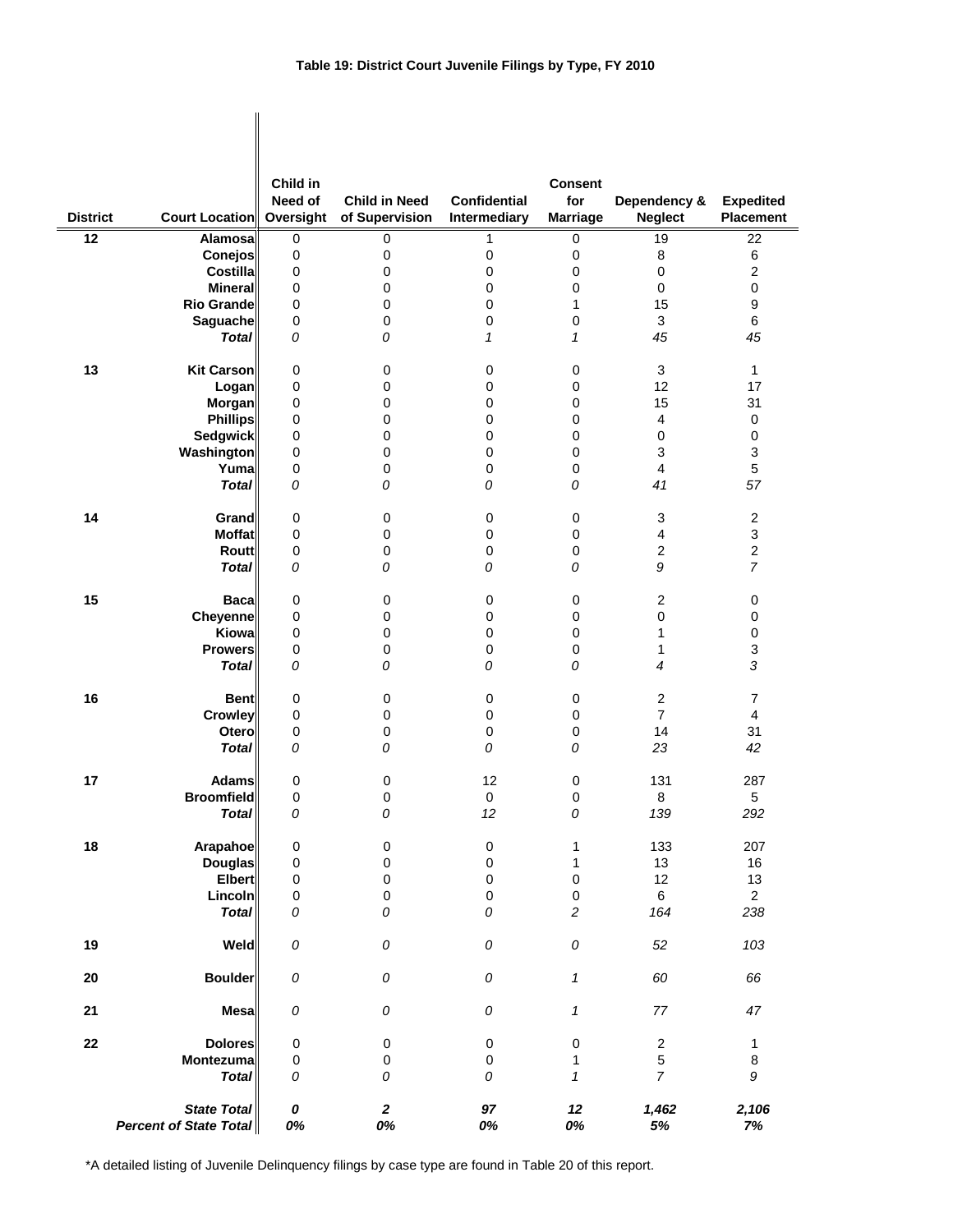**Table 19: District Court Juvenile Filings by Type, FY 2010**

| District | Court Location | Child in Need of Oversight | Child in Need of Supervision | Confidential Intermediary | Consent for Marriage | Dependency & Neglect | Expedited Placement |
|---|---|---|---|---|---|---|---|
| 12 | Alamosa | 0 | 0 | 1 | 0 | 19 | 22 |
| | Conejos | 0 | 0 | 0 | 0 | 8 | 6 |
| | Costilla | 0 | 0 | 0 | 0 | 0 | 2 |
| | Mineral | 0 | 0 | 0 | 0 | 0 | 0 |
| | Rio Grande | 0 | 0 | 0 | 1 | 15 | 9 |
| | Saguache | 0 | 0 | 0 | 0 | 3 | 6 |
| | ***Total*** | *0* | *0* | *1* | *1* | *45* | *45* |
| 13 | Kit Carson | 0 | 0 | 0 | 0 | 3 | 1 |
| | Logan | 0 | 0 | 0 | 0 | 12 | 17 |
| | Morgan | 0 | 0 | 0 | 0 | 15 | 31 |
| | Phillips | 0 | 0 | 0 | 0 | 4 | 0 |
| | Sedgwick | 0 | 0 | 0 | 0 | 0 | 0 |
| | Washington | 0 | 0 | 0 | 0 | 3 | 3 |
| | Yuma | 0 | 0 | 0 | 0 | 4 | 5 |
| | ***Total*** | *0* | *0* | *0* | *0* | *41* | *57* |
| 14 | Grand | 0 | 0 | 0 | 0 | 3 | 2 |
| | Moffat | 0 | 0 | 0 | 0 | 4 | 3 |
| | Routt | 0 | 0 | 0 | 0 | 2 | 2 |
| | ***Total*** | *0* | *0* | *0* | *0* | *9* | *7* |
| 15 | Baca | 0 | 0 | 0 | 0 | 2 | 0 |
| | Cheyenne | 0 | 0 | 0 | 0 | 0 | 0 |
| | Kiowa | 0 | 0 | 0 | 0 | 1 | 0 |
| | Prowers | 0 | 0 | 0 | 0 | 1 | 3 |
| | ***Total*** | *0* | *0* | *0* | *0* | *4* | *3* |
| 16 | Bent | 0 | 0 | 0 | 0 | 2 | 7 |
| | Crowley | 0 | 0 | 0 | 0 | 7 | 4 |
| | Otero | 0 | 0 | 0 | 0 | 14 | 31 |
| | ***Total*** | *0* | *0* | *0* | *0* | *23* | *42* |
| 17 | Adams | 0 | 0 | 12 | 0 | 131 | 287 |
| | Broomfield | 0 | 0 | 0 | 0 | 8 | 5 |
| | ***Total*** | *0* | *0* | *12* | *0* | *139* | *292* |
| 18 | Arapahoe | 0 | 0 | 0 | 1 | 133 | 207 |
| | Douglas | 0 | 0 | 0 | 1 | 13 | 16 |
| | Elbert | 0 | 0 | 0 | 0 | 12 | 13 |
| | Lincoln | 0 | 0 | 0 | 0 | 6 | 2 |
| | ***Total*** | *0* | *0* | *0* | *2* | *164* | *238* |
| 19 | Weld | *0* | *0* | *0* | *0* | *52* | *103* |
| 20 | Boulder | *0* | *0* | *0* | *1* | *60* | *66* |
| 21 | Mesa | *0* | *0* | *0* | *1* | *77* | *47* |
| 22 | Dolores | 0 | 0 | 0 | 0 | 2 | 1 |
| | Montezuma | 0 | 0 | 0 | 1 | 5 | 8 |
| | ***Total*** | *0* | *0* | *0* | *1* | *7* | *9* |
| | ***State Total*** | ***0*** | ***2*** | ***97*** | ***12*** | ***1,462*** | ***2,106*** |
| | ***Percent of State Total*** | ***0%*** | ***0%*** | ***0%*** | ***0%*** | ***5%*** | ***7%*** |

*A detailed listing of Juvenile Delinquency filings by case type are found in Table 20 of this report.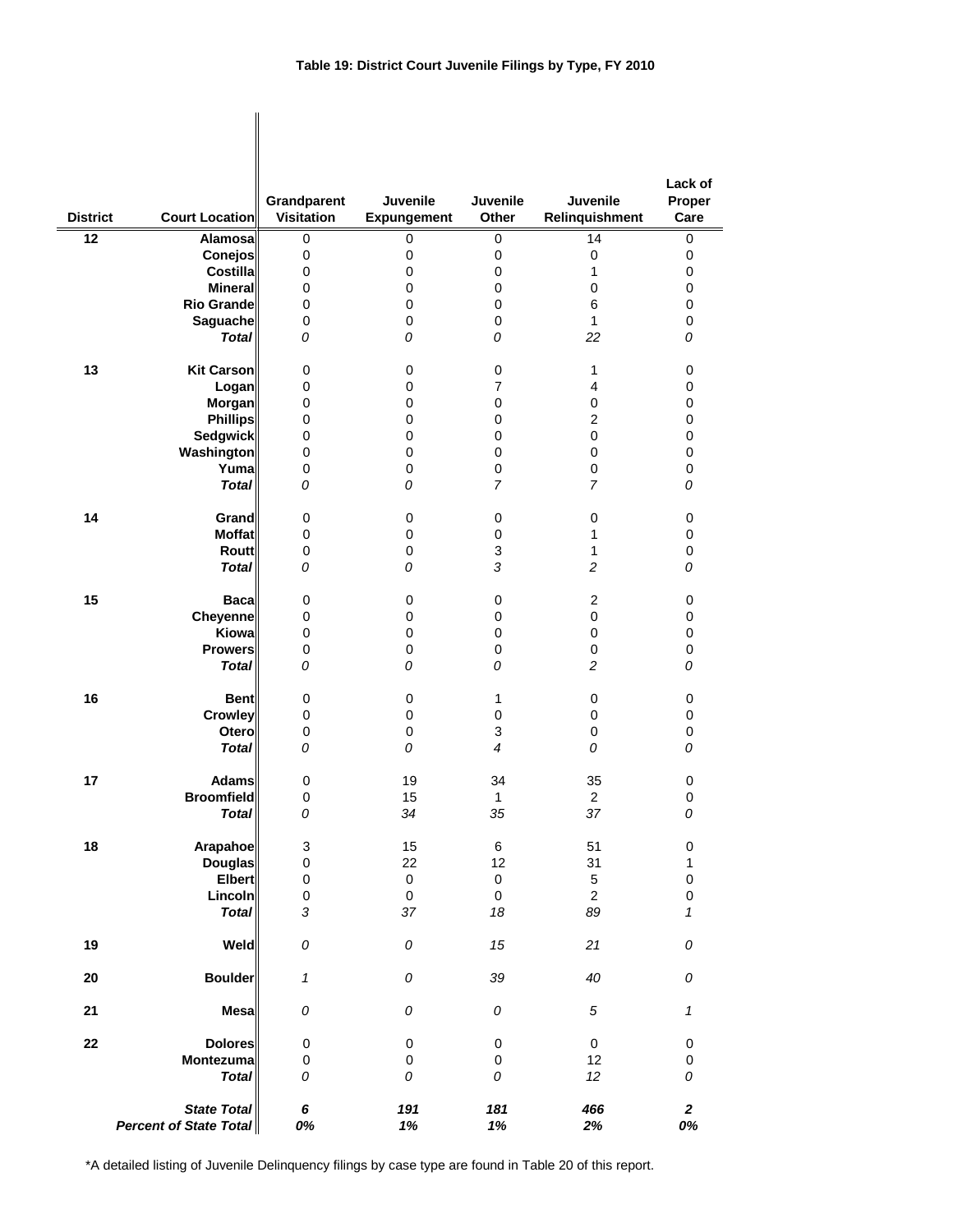**Table 19: District Court Juvenile Filings by Type, FY 2010**

| District | Court Location | Grandparent Visitation | Juvenile Expungement | Juvenile Other | Juvenile Relinquishment | Lack of Proper Care |
|---|---|---|---|---|---|---|
| 12 | Alamosa | 0 | 0 | 0 | 14 | 0 |
| | Conejos | 0 | 0 | 0 | 0 | 0 |
| | Costilla | 0 | 0 | 0 | 1 | 0 |
| | Mineral | 0 | 0 | 0 | 0 | 0 |
| | Rio Grande | 0 | 0 | 0 | 6 | 0 |
| | Saguache | 0 | 0 | 0 | 1 | 0 |
| | *Total* | *0* | *0* | *0* | *22* | *0* |
| 13 | Kit Carson | 0 | 0 | 0 | 1 | 0 |
| | Logan | 0 | 0 | 7 | 4 | 0 |
| | Morgan | 0 | 0 | 0 | 0 | 0 |
| | Phillips | 0 | 0 | 0 | 2 | 0 |
| | Sedgwick | 0 | 0 | 0 | 0 | 0 |
| | Washington | 0 | 0 | 0 | 0 | 0 |
| | Yuma | 0 | 0 | 0 | 0 | 0 |
| | *Total* | *0* | *0* | *7* | *7* | *0* |
| 14 | Grand | 0 | 0 | 0 | 0 | 0 |
| | Moffat | 0 | 0 | 0 | 1 | 0 |
| | Routt | 0 | 0 | 3 | 1 | 0 |
| | *Total* | *0* | *0* | *3* | *2* | *0* |
| 15 | Baca | 0 | 0 | 0 | 2 | 0 |
| | Cheyenne | 0 | 0 | 0 | 0 | 0 |
| | Kiowa | 0 | 0 | 0 | 0 | 0 |
| | Prowers | 0 | 0 | 0 | 0 | 0 |
| | *Total* | *0* | *0* | *0* | *2* | *0* |
| 16 | Bent | 0 | 0 | 1 | 0 | 0 |
| | Crowley | 0 | 0 | 0 | 0 | 0 |
| | Otero | 0 | 0 | 3 | 0 | 0 |
| | *Total* | *0* | *0* | *4* | *0* | *0* |
| 17 | Adams | 0 | 19 | 34 | 35 | 0 |
| | Broomfield | 0 | 15 | 1 | 2 | 0 |
| | *Total* | *0* | *34* | *35* | *37* | *0* |
| 18 | Arapahoe | 3 | 15 | 6 | 51 | 0 |
| | Douglas | 0 | 22 | 12 | 31 | 1 |
| | Elbert | 0 | 0 | 0 | 5 | 0 |
| | Lincoln | 0 | 0 | 0 | 2 | 0 |
| | *Total* | *3* | *37* | *18* | *89* | *1* |
| 19 | Weld | *0* | *0* | *15* | *21* | *0* |
| 20 | Boulder | *1* | *0* | *39* | *40* | *0* |
| 21 | Mesa | *0* | *0* | *0* | *5* | *1* |
| 22 | Dolores | 0 | 0 | 0 | 0 | 0 |
| | Montezuma | 0 | 0 | 0 | 12 | 0 |
| | *Total* | *0* | *0* | *0* | *12* | *0* |
| | ***State Total*** | ***6*** | ***191*** | ***181*** | ***466*** | ***2*** |
| | ***Percent of State Total*** | ***0%*** | ***1%*** | ***1%*** | ***2%*** | ***0%*** |

*A detailed listing of Juvenile Delinquency filings by case type are found in Table 20 of this report.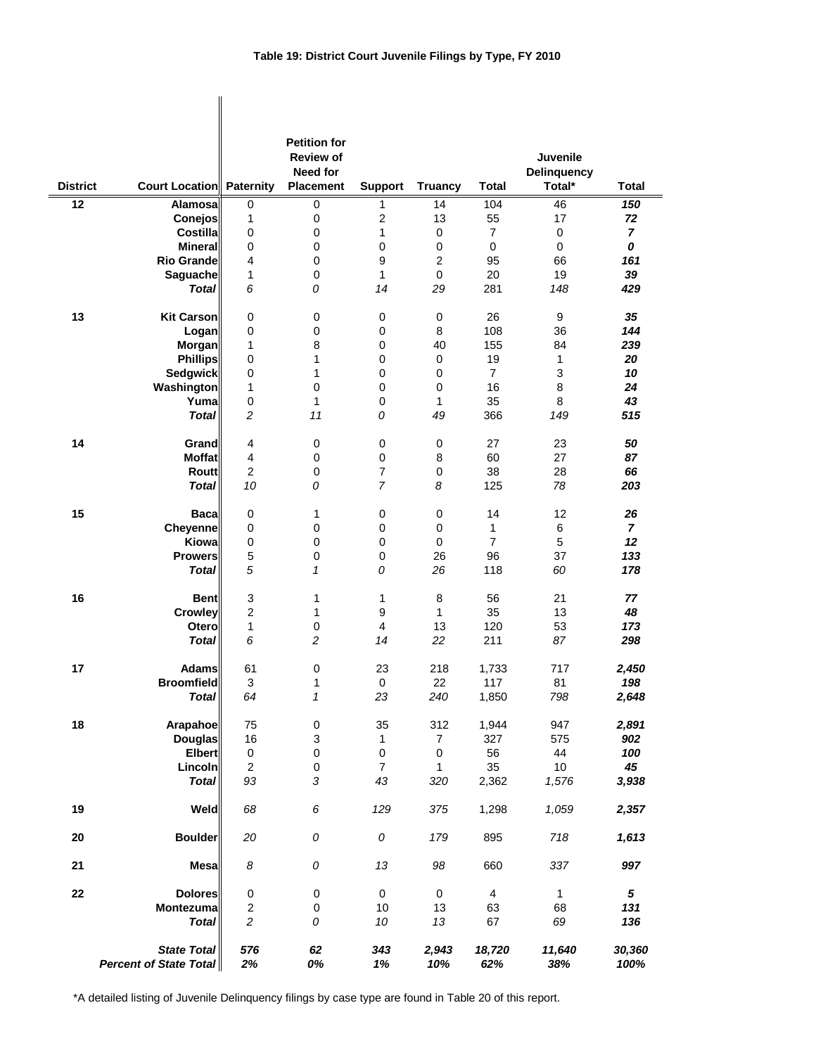**Table 19: District Court Juvenile Filings by Type, FY 2010**

| District | Court Location | Paternity | Petition for Review of Need for Placement | Support | Truancy | Total | Juvenile Delinquency Total* | Total |
|---|---|---|---|---|---|---|---|---|
| 12 | Alamosa | 0 | 0 | 1 | 14 | 104 | 46 | ***150*** |
| | Conejos | 1 | 0 | 2 | 13 | 55 | 17 | ***72*** |
| | Costilla | 0 | 0 | 1 | 0 | 7 | 0 | ***7*** |
| | Mineral | 0 | 0 | 0 | 0 | 0 | 0 | ***0*** |
| | Rio Grande | 4 | 0 | 9 | 2 | 95 | 66 | ***161*** |
| | Saguache | 1 | 0 | 1 | 0 | 20 | 19 | ***39*** |
| | ***Total*** | *6* | *0* | *14* | *29* | 281 | *148* | ***429*** |
| 13 | Kit Carson | 0 | 0 | 0 | 0 | 26 | 9 | ***35*** |
| | Logan | 0 | 0 | 0 | 8 | 108 | 36 | ***144*** |
| | Morgan | 1 | 8 | 0 | 40 | 155 | 84 | ***239*** |
| | Phillips | 0 | 1 | 0 | 0 | 19 | 1 | ***20*** |
| | Sedgwick | 0 | 1 | 0 | 0 | 7 | 3 | ***10*** |
| | Washington | 1 | 0 | 0 | 0 | 16 | 8 | ***24*** |
| | Yuma | 0 | 1 | 0 | 1 | 35 | 8 | ***43*** |
| | ***Total*** | *2* | *11* | *0* | *49* | 366 | *149* | ***515*** |
| 14 | Grand | 4 | 0 | 0 | 0 | 27 | 23 | ***50*** |
| | Moffat | 4 | 0 | 0 | 8 | 60 | 27 | ***87*** |
| | Routt | 2 | 0 | 7 | 0 | 38 | 28 | ***66*** |
| | ***Total*** | *10* | *0* | *7* | *8* | 125 | *78* | ***203*** |
| 15 | Baca | 0 | 1 | 0 | 0 | 14 | 12 | ***26*** |
| | Cheyenne | 0 | 0 | 0 | 0 | 1 | 6 | ***7*** |
| | Kiowa | 0 | 0 | 0 | 0 | 7 | 5 | ***12*** |
| | Prowers | 5 | 0 | 0 | 26 | 96 | 37 | ***133*** |
| | ***Total*** | *5* | *1* | *0* | *26* | 118 | *60* | ***178*** |
| 16 | Bent | 3 | 1 | 1 | 8 | 56 | 21 | ***77*** |
| | Crowley | 2 | 1 | 9 | 1 | 35 | 13 | ***48*** |
| | Otero | 1 | 0 | 4 | 13 | 120 | 53 | ***173*** |
| | ***Total*** | *6* | *2* | *14* | *22* | 211 | *87* | ***298*** |
| 17 | Adams | 61 | 0 | 23 | 218 | 1,733 | 717 | ***2,450*** |
| | Broomfield | 3 | 1 | 0 | 22 | 117 | 81 | ***198*** |
| | ***Total*** | *64* | *1* | *23* | *240* | 1,850 | *798* | ***2,648*** |
| 18 | Arapahoe | 75 | 0 | 35 | 312 | 1,944 | 947 | ***2,891*** |
| | Douglas | 16 | 3 | 1 | 7 | 327 | 575 | ***902*** |
| | Elbert | 0 | 0 | 0 | 0 | 56 | 44 | ***100*** |
| | Lincoln | 2 | 0 | 7 | 1 | 35 | 10 | ***45*** |
| | ***Total*** | *93* | *3* | *43* | *320* | 2,362 | *1,576* | ***3,938*** |
| 19 | Weld | *68* | *6* | *129* | *375* | 1,298 | *1,059* | ***2,357*** |
| 20 | Boulder | *20* | *0* | *0* | *179* | 895 | *718* | ***1,613*** |
| 21 | Mesa | *8* | *0* | *13* | *98* | 660 | *337* | ***997*** |
| 22 | Dolores | 0 | 0 | 0 | 0 | 4 | 1 | ***5*** |
| | Montezuma | 2 | 0 | 10 | 13 | 63 | 68 | ***131*** |
| | ***Total*** | *2* | *0* | *10* | *13* | 67 | *69* | ***136*** |
| | ***State Total*** | ***576*** | ***62*** | ***343*** | ***2,943*** | ***18,720*** | ***11,640*** | ***30,360*** |
| | ***Percent of State Total*** | ***2%*** | ***0%*** | ***1%*** | ***10%*** | ***62%*** | ***38%*** | ***100%*** |

*A detailed listing of Juvenile Delinquency filings by case type are found in Table 20 of this report.